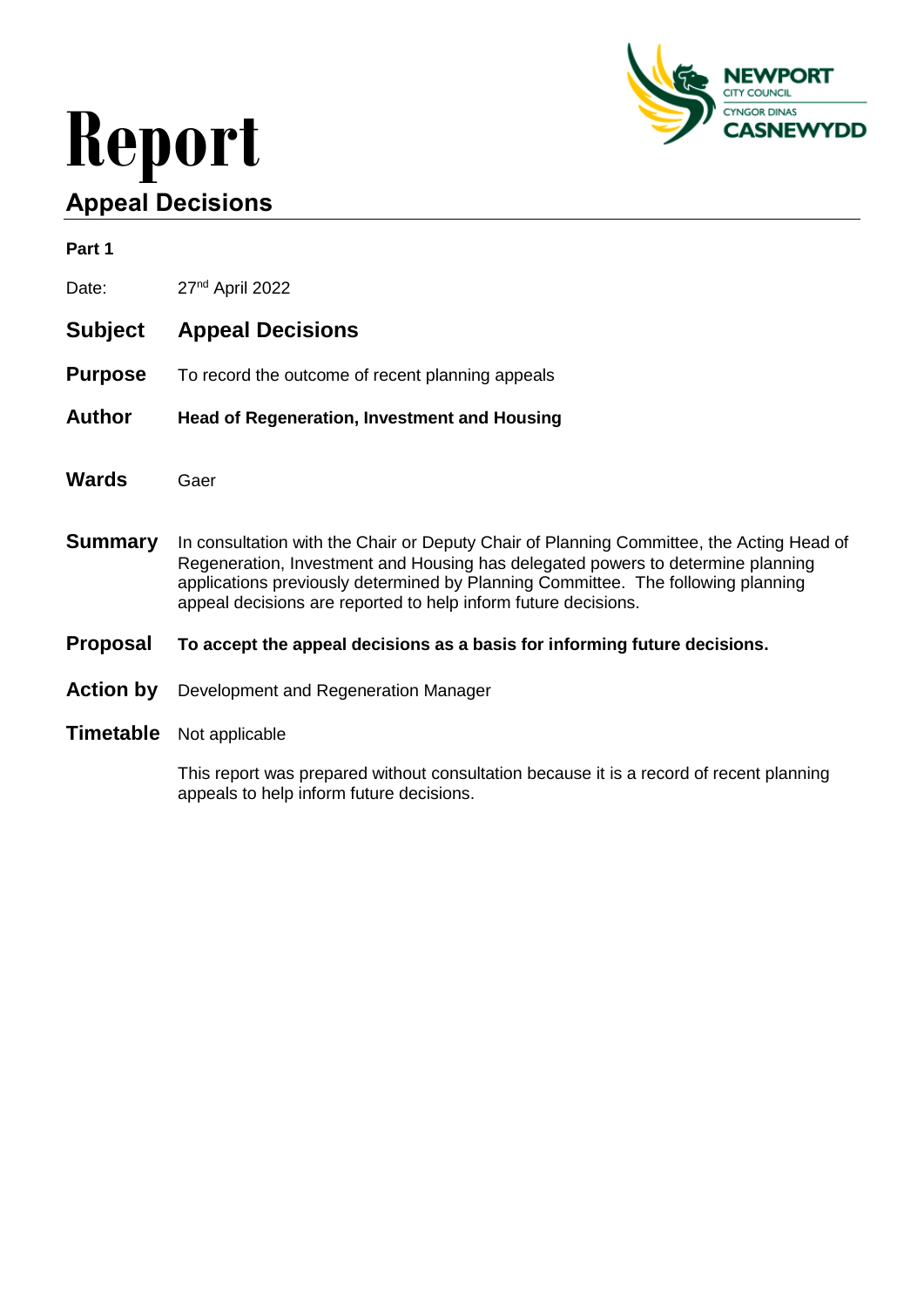# Report

## Appeal Decisions

**Part 1**

Date: 27th April 2022

**Subject** **Appeal Decisions**

**Purpose** To record the outcome of recent planning appeals

**Author** **Head of Regeneration, Investment and Housing**

**Wards** Gaer

**Summary** In consultation with the Chair or Deputy Chair of Planning Committee, the Acting Head of Regeneration, Investment and Housing has delegated powers to determine planning applications previously determined by Planning Committee. The following planning appeal decisions are reported to help inform future decisions.

**Proposal** **To accept the appeal decisions as a basis for informing future decisions.**

**Action by** Development and Regeneration Manager

**Timetable** Not applicable

This report was prepared without consultation because it is a record of recent planning appeals to help inform future decisions.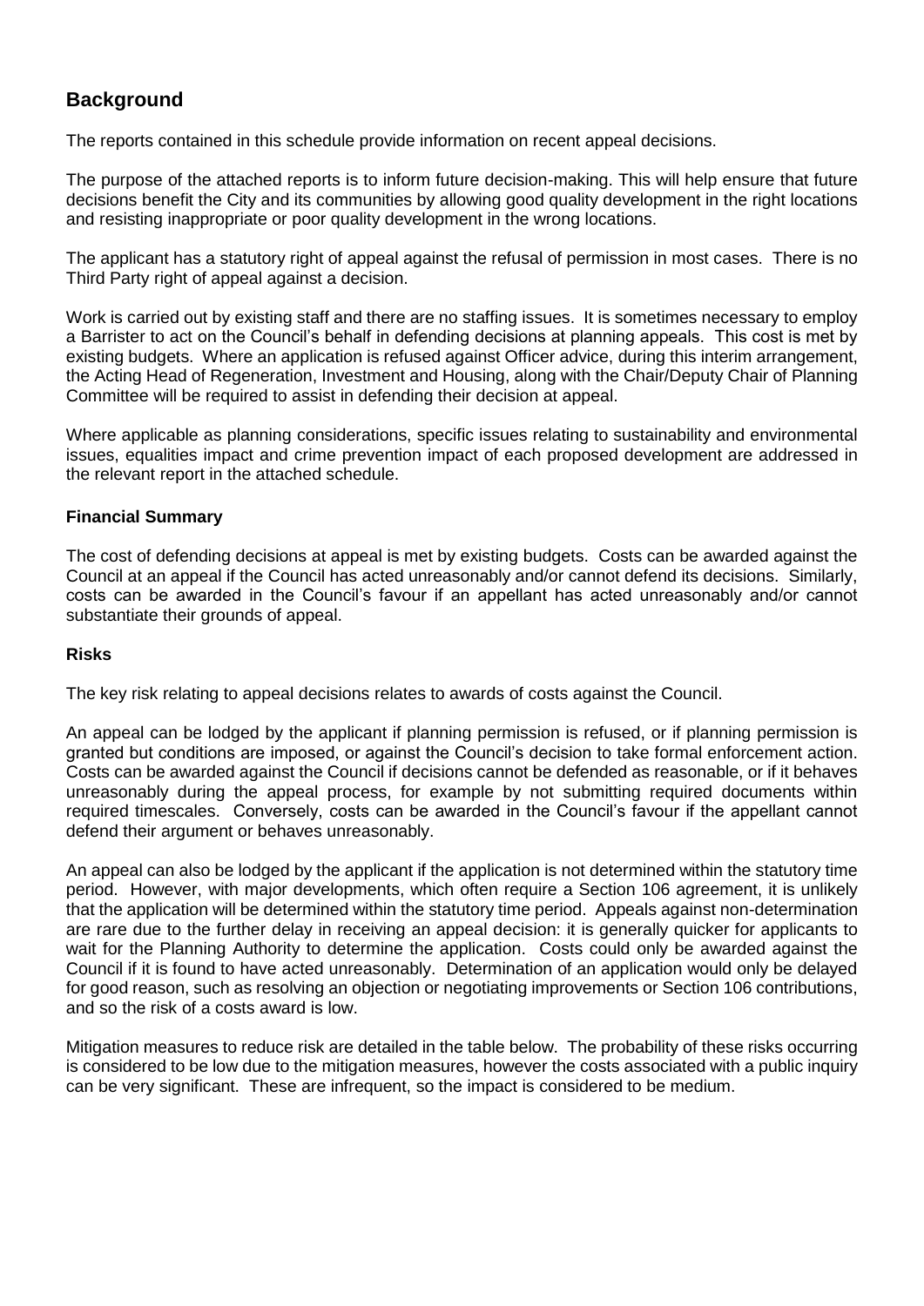## Background

The reports contained in this schedule provide information on recent appeal decisions.

The purpose of the attached reports is to inform future decision-making. This will help ensure that future decisions benefit the City and its communities by allowing good quality development in the right locations and resisting inappropriate or poor quality development in the wrong locations.

The applicant has a statutory right of appeal against the refusal of permission in most cases. There is no Third Party right of appeal against a decision.

Work is carried out by existing staff and there are no staffing issues. It is sometimes necessary to employ a Barrister to act on the Council's behalf in defending decisions at planning appeals. This cost is met by existing budgets. Where an application is refused against Officer advice, during this interim arrangement, the Acting Head of Regeneration, Investment and Housing, along with the Chair/Deputy Chair of Planning Committee will be required to assist in defending their decision at appeal.

Where applicable as planning considerations, specific issues relating to sustainability and environmental issues, equalities impact and crime prevention impact of each proposed development are addressed in the relevant report in the attached schedule.

### Financial Summary

The cost of defending decisions at appeal is met by existing budgets. Costs can be awarded against the Council at an appeal if the Council has acted unreasonably and/or cannot defend its decisions. Similarly, costs can be awarded in the Council's favour if an appellant has acted unreasonably and/or cannot substantiate their grounds of appeal.

### Risks

The key risk relating to appeal decisions relates to awards of costs against the Council.

An appeal can be lodged by the applicant if planning permission is refused, or if planning permission is granted but conditions are imposed, or against the Council's decision to take formal enforcement action. Costs can be awarded against the Council if decisions cannot be defended as reasonable, or if it behaves unreasonably during the appeal process, for example by not submitting required documents within required timescales. Conversely, costs can be awarded in the Council's favour if the appellant cannot defend their argument or behaves unreasonably.

An appeal can also be lodged by the applicant if the application is not determined within the statutory time period. However, with major developments, which often require a Section 106 agreement, it is unlikely that the application will be determined within the statutory time period. Appeals against non-determination are rare due to the further delay in receiving an appeal decision: it is generally quicker for applicants to wait for the Planning Authority to determine the application. Costs could only be awarded against the Council if it is found to have acted unreasonably. Determination of an application would only be delayed for good reason, such as resolving an objection or negotiating improvements or Section 106 contributions, and so the risk of a costs award is low.

Mitigation measures to reduce risk are detailed in the table below. The probability of these risks occurring is considered to be low due to the mitigation measures, however the costs associated with a public inquiry can be very significant. These are infrequent, so the impact is considered to be medium.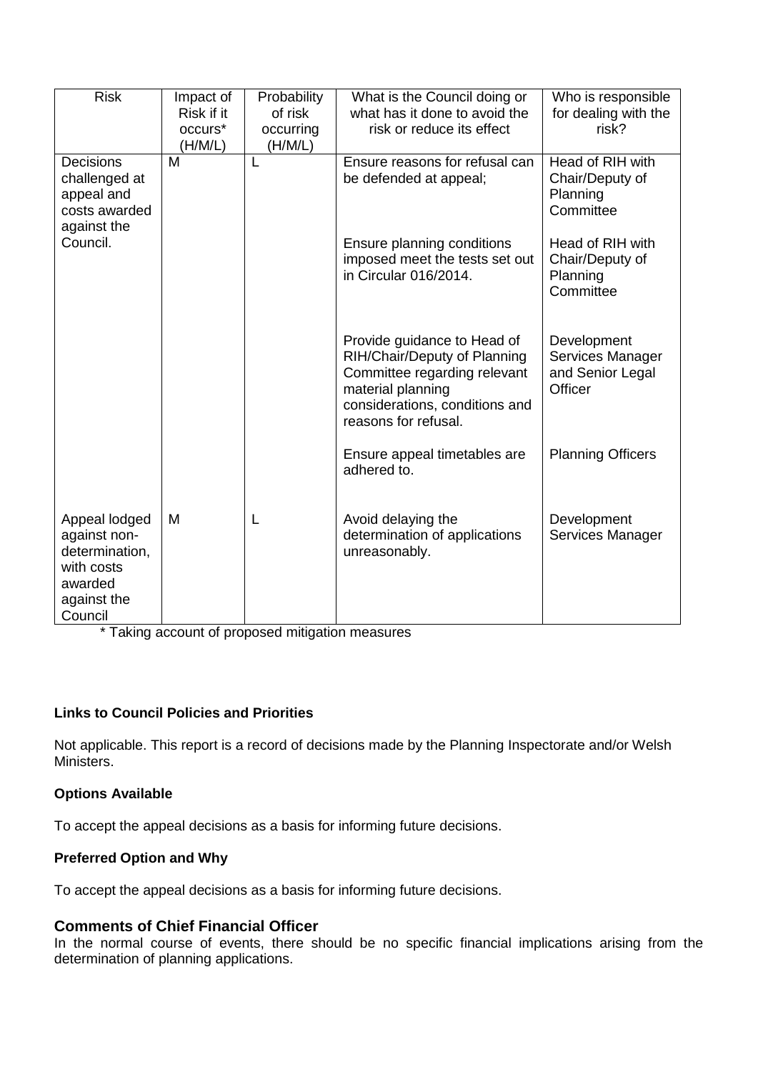| Risk | Impact of Risk if it occurs* (H/M/L) | Probability of risk occurring (H/M/L) | What is the Council doing or what has it done to avoid the risk or reduce its effect | Who is responsible for dealing with the risk? |
|---|---|---|---|---|
| Decisions challenged at appeal and costs awarded against the Council. | M | L | Ensure reasons for refusal can be defended at appeal; | Head of RIH with Chair/Deputy of Planning Committee |
| | | | Ensure planning conditions imposed meet the tests set out in Circular 016/2014. | Head of RIH with Chair/Deputy of Planning Committee |
| | | | Provide guidance to Head of RIH/Chair/Deputy of Planning Committee regarding relevant material planning considerations, conditions and reasons for refusal. | Development Services Manager and Senior Legal Officer |
| | | | Ensure appeal timetables are adhered to. | Planning Officers |
| Appeal lodged against non-determination, with costs awarded against the Council | M | L | Avoid delaying the determination of applications unreasonably. | Development Services Manager |

\* Taking account of proposed mitigation measures

**Links to Council Policies and Priorities**

Not applicable. This report is a record of decisions made by the Planning Inspectorate and/or Welsh Ministers.

**Options Available**

To accept the appeal decisions as a basis for informing future decisions.

**Preferred Option and Why**

To accept the appeal decisions as a basis for informing future decisions.

### Comments of Chief Financial Officer

In the normal course of events, there should be no specific financial implications arising from the determination of planning applications.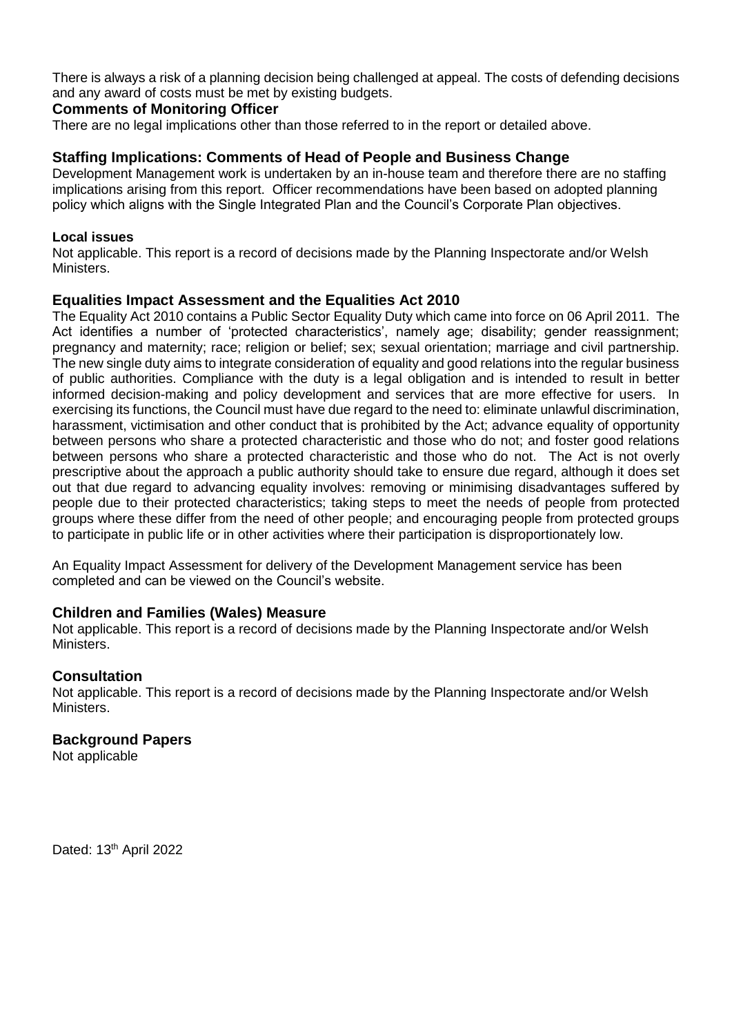There is always a risk of a planning decision being challenged at appeal. The costs of defending decisions and any award of costs must be met by existing budgets.

### Comments of Monitoring Officer

There are no legal implications other than those referred to in the report or detailed above.

### Staffing Implications: Comments of Head of People and Business Change

Development Management work is undertaken by an in-house team and therefore there are no staffing implications arising from this report. Officer recommendations have been based on adopted planning policy which aligns with the Single Integrated Plan and the Council's Corporate Plan objectives.

#### Local issues

Not applicable. This report is a record of decisions made by the Planning Inspectorate and/or Welsh Ministers.

### Equalities Impact Assessment and the Equalities Act 2010

The Equality Act 2010 contains a Public Sector Equality Duty which came into force on 06 April 2011. The Act identifies a number of 'protected characteristics', namely age; disability; gender reassignment; pregnancy and maternity; race; religion or belief; sex; sexual orientation; marriage and civil partnership. The new single duty aims to integrate consideration of equality and good relations into the regular business of public authorities. Compliance with the duty is a legal obligation and is intended to result in better informed decision-making and policy development and services that are more effective for users. In exercising its functions, the Council must have due regard to the need to: eliminate unlawful discrimination, harassment, victimisation and other conduct that is prohibited by the Act; advance equality of opportunity between persons who share a protected characteristic and those who do not; and foster good relations between persons who share a protected characteristic and those who do not. The Act is not overly prescriptive about the approach a public authority should take to ensure due regard, although it does set out that due regard to advancing equality involves: removing or minimising disadvantages suffered by people due to their protected characteristics; taking steps to meet the needs of people from protected groups where these differ from the need of other people; and encouraging people from protected groups to participate in public life or in other activities where their participation is disproportionately low.

An Equality Impact Assessment for delivery of the Development Management service has been completed and can be viewed on the Council's website.

### Children and Families (Wales) Measure

Not applicable. This report is a record of decisions made by the Planning Inspectorate and/or Welsh Ministers.

### Consultation

Not applicable. This report is a record of decisions made by the Planning Inspectorate and/or Welsh Ministers.

### Background Papers

Not applicable

Dated: 13th April 2022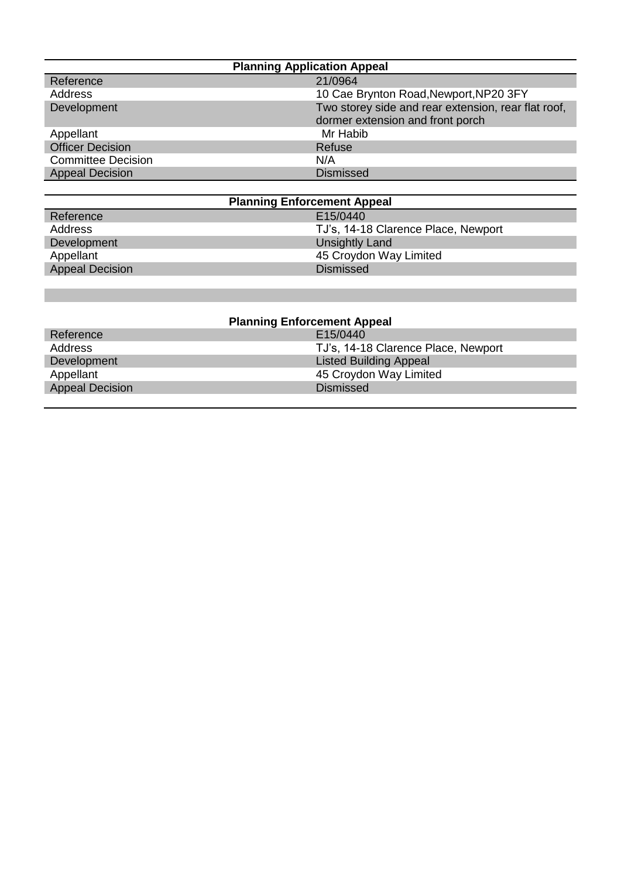**Planning Application Appeal**

| | |
|---|---|
| Reference | 21/0964 |
| Address | 10 Cae Brynton Road,Newport,NP20 3FY |
| Development | Two storey side and rear extension, rear flat roof, dormer extension and front porch |
| Appellant | Mr Habib |
| Officer Decision | Refuse |
| Committee Decision | N/A |
| Appeal Decision | Dismissed |

**Planning Enforcement Appeal**

| | |
|---|---|
| Reference | E15/0440 |
| Address | TJ's, 14-18 Clarence Place, Newport |
| Development | Unsightly Land |
| Appellant | 45 Croydon Way Limited |
| Appeal Decision | Dismissed |

**Planning Enforcement Appeal**

| | |
|---|---|
| Reference | E15/0440 |
| Address | TJ's, 14-18 Clarence Place, Newport |
| Development | Listed Building Appeal |
| Appellant | 45 Croydon Way Limited |
| Appeal Decision | Dismissed |